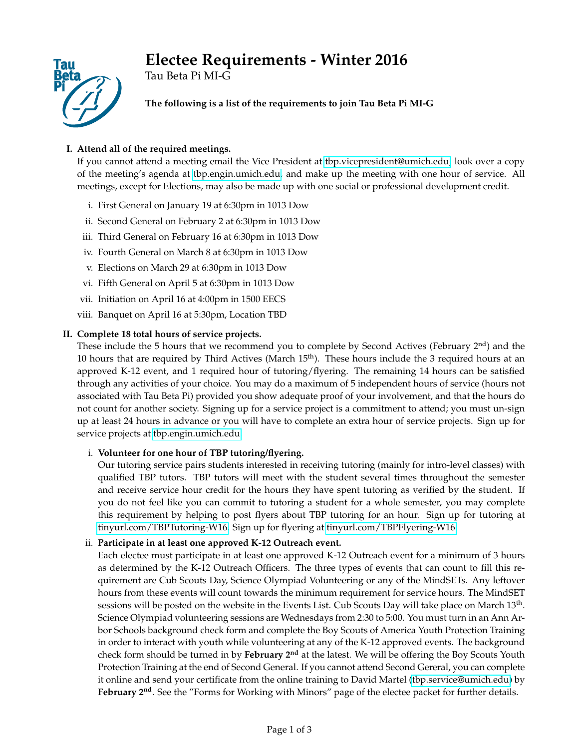# Electee Requirements - Winter 2016

Tau Beta Pi MI-G

**The following is a list of the requirements to join Tau Beta Pi MI-G**

**I. Attend all of the required meetings.**

If you cannot attend a meeting email the Vice President at tbp.vicepresident@umich.edu, look over a copy of the meeting's agenda at tbp.engin.umich.edu, and make up the meeting with one hour of service. All meetings, except for Elections, may also be made up with one social or professional development credit.

- i. First General on January 19 at 6:30pm in 1013 Dow
- ii. Second General on February 2 at 6:30pm in 1013 Dow
- iii. Third General on February 16 at 6:30pm in 1013 Dow
- iv. Fourth General on March 8 at 6:30pm in 1013 Dow
- v. Elections on March 29 at 6:30pm in 1013 Dow
- vi. Fifth General on April 5 at 6:30pm in 1013 Dow
- vii. Initiation on April 16 at 4:00pm in 1500 EECS
- viii. Banquet on April 16 at 5:30pm, Location TBD

**II. Complete 18 total hours of service projects.**

These include the 5 hours that we recommend you to complete by Second Actives (February 2nd) and the 10 hours that are required by Third Actives (March 15th). These hours include the 3 required hours at an approved K-12 event, and 1 required hour of tutoring/flyering. The remaining 14 hours can be satisfied through any activities of your choice. You may do a maximum of 5 independent hours of service (hours not associated with Tau Beta Pi) provided you show adequate proof of your involvement, and that the hours do not count for another society. Signing up for a service project is a commitment to attend; you must un-sign up at least 24 hours in advance or you will have to complete an extra hour of service projects. Sign up for service projects at tbp.engin.umich.edu.

i. **Volunteer for one hour of TBP tutoring/flyering.**

Our tutoring service pairs students interested in receiving tutoring (mainly for intro-level classes) with qualified TBP tutors. TBP tutors will meet with the student several times throughout the semester and receive service hour credit for the hours they have spent tutoring as verified by the student. If you do not feel like you can commit to tutoring a student for a whole semester, you may complete this requirement by helping to post flyers about TBP tutoring for an hour. Sign up for tutoring at tinyurl.com/TBPTutoring-W16. Sign up for flyering at tinyurl.com/TBPFlyering-W16.

ii. **Participate in at least one approved K-12 Outreach event.**

Each electee must participate in at least one approved K-12 Outreach event for a minimum of 3 hours as determined by the K-12 Outreach Officers. The three types of events that can count to fill this requirement are Cub Scouts Day, Science Olympiad Volunteering or any of the MindSETs. Any leftover hours from these events will count towards the minimum requirement for service hours. The MindSET sessions will be posted on the website in the Events List. Cub Scouts Day will take place on March 13th. Science Olympiad volunteering sessions are Wednesdays from 2:30 to 5:00. You must turn in an Ann Arbor Schools background check form and complete the Boy Scouts of America Youth Protection Training in order to interact with youth while volunteering at any of the K-12 approved events. The background check form should be turned in by **February 2nd** at the latest. We will be offering the Boy Scouts Youth Protection Training at the end of Second General. If you cannot attend Second Gereral, you can complete it online and send your certificate from the online training to David Martel (tbp.service@umich.edu) by **February 2nd**. See the "Forms for Working with Minors" page of the electee packet for further details.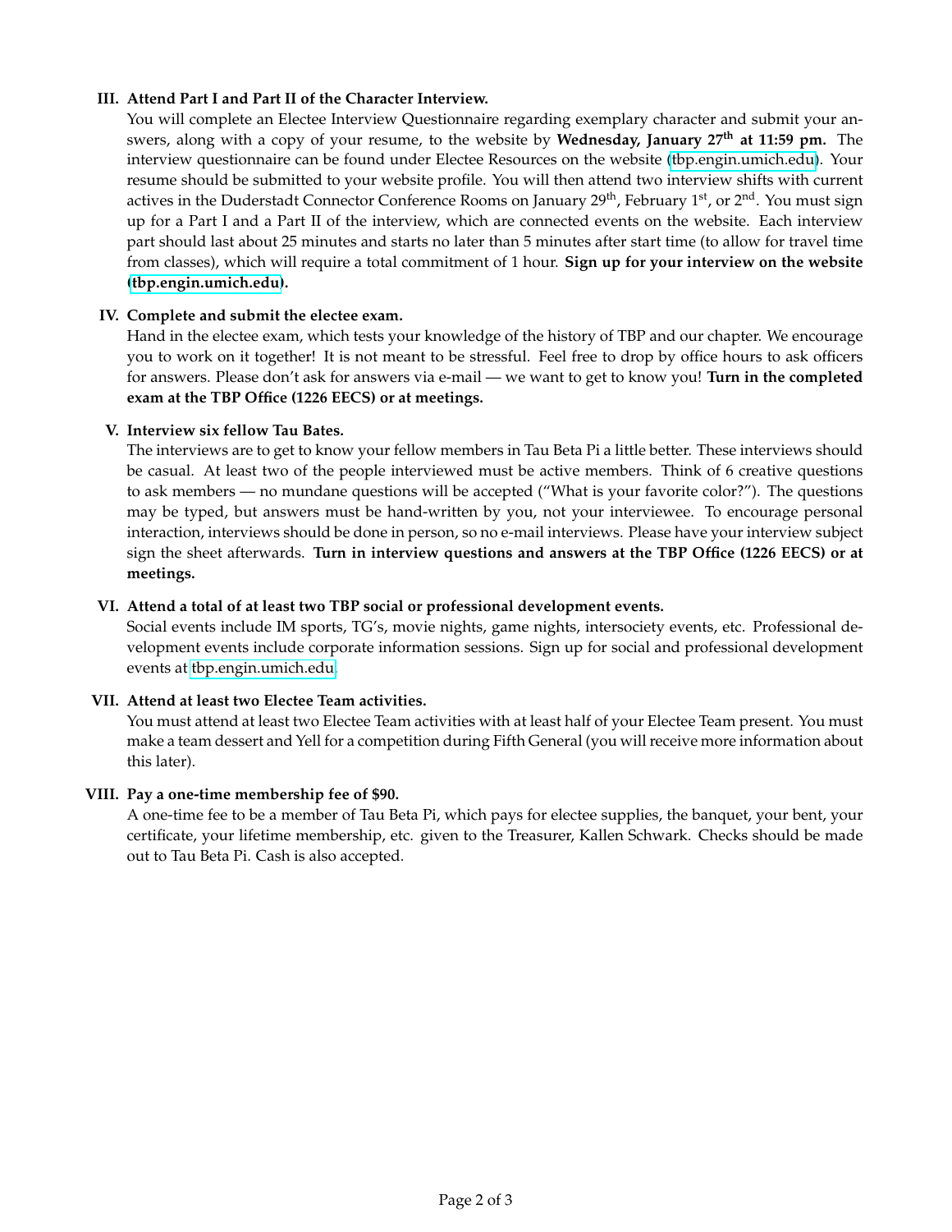**III. Attend Part I and Part II of the Character Interview.**

You will complete an Electee Interview Questionnaire regarding exemplary character and submit your answers, along with a copy of your resume, to the website by **Wednesday, January 27th at 11:59 pm.** The interview questionnaire can be found under Electee Resources on the website (tbp.engin.umich.edu). Your resume should be submitted to your website profile. You will then attend two interview shifts with current actives in the Duderstadt Connector Conference Rooms on January 29th, February 1st, or 2nd. You must sign up for a Part I and a Part II of the interview, which are connected events on the website. Each interview part should last about 25 minutes and starts no later than 5 minutes after start time (to allow for travel time from classes), which will require a total commitment of 1 hour. **Sign up for your interview on the website (tbp.engin.umich.edu).**

**IV. Complete and submit the electee exam.**

Hand in the electee exam, which tests your knowledge of the history of TBP and our chapter. We encourage you to work on it together! It is not meant to be stressful. Feel free to drop by office hours to ask officers for answers. Please don't ask for answers via e-mail — we want to get to know you! **Turn in the completed exam at the TBP Office (1226 EECS) or at meetings.**

**V. Interview six fellow Tau Bates.**

The interviews are to get to know your fellow members in Tau Beta Pi a little better. These interviews should be casual. At least two of the people interviewed must be active members. Think of 6 creative questions to ask members — no mundane questions will be accepted ("What is your favorite color?"). The questions may be typed, but answers must be hand-written by you, not your interviewee. To encourage personal interaction, interviews should be done in person, so no e-mail interviews. Please have your interview subject sign the sheet afterwards. **Turn in interview questions and answers at the TBP Office (1226 EECS) or at meetings.**

**VI. Attend a total of at least two TBP social or professional development events.**

Social events include IM sports, TG's, movie nights, game nights, intersociety events, etc. Professional development events include corporate information sessions. Sign up for social and professional development events at tbp.engin.umich.edu.

**VII. Attend at least two Electee Team activities.**

You must attend at least two Electee Team activities with at least half of your Electee Team present. You must make a team dessert and Yell for a competition during Fifth General (you will receive more information about this later).

**VIII. Pay a one-time membership fee of $90.**

A one-time fee to be a member of Tau Beta Pi, which pays for electee supplies, the banquet, your bent, your certificate, your lifetime membership, etc. given to the Treasurer, Kallen Schwark. Checks should be made out to Tau Beta Pi. Cash is also accepted.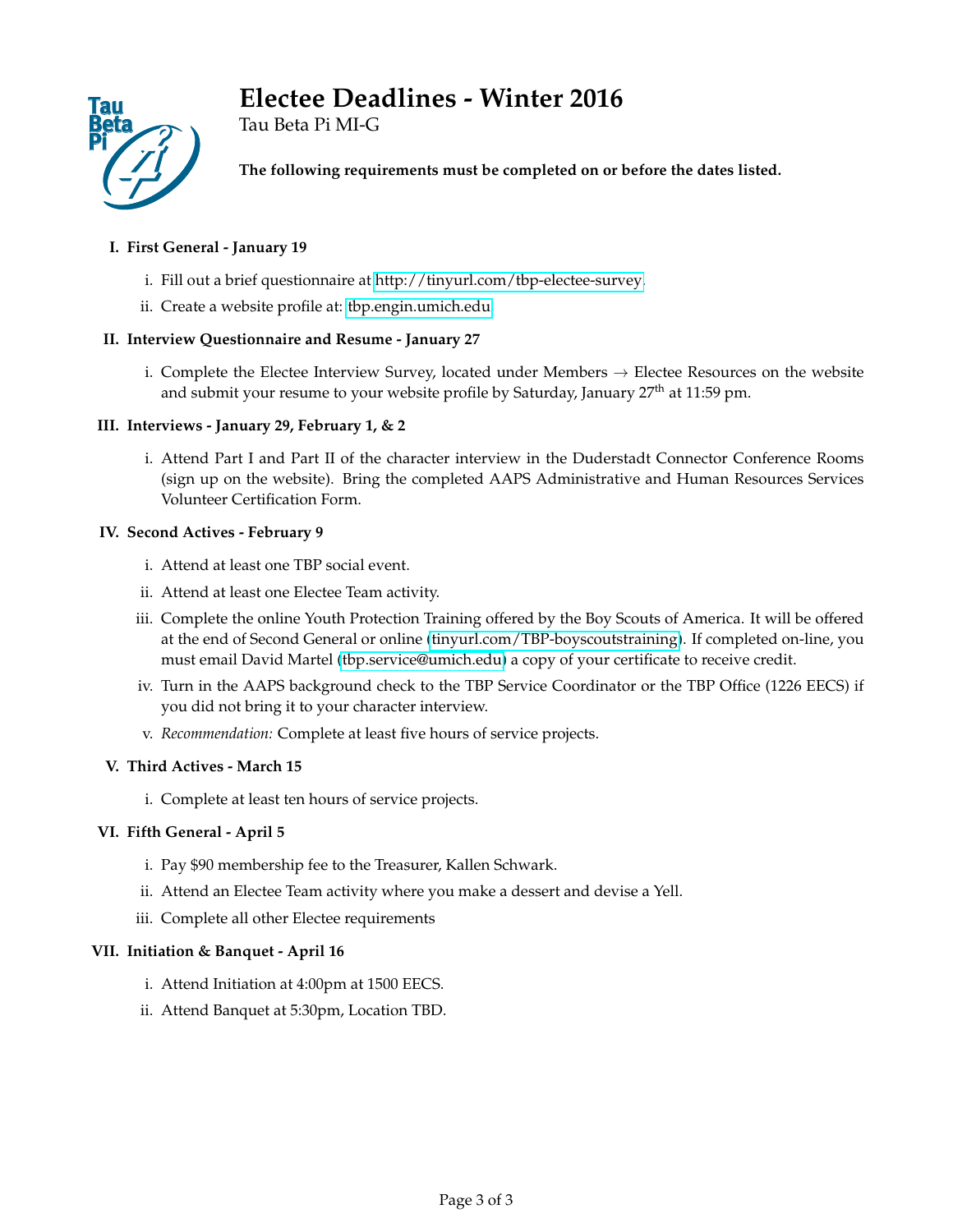# Electee Deadlines - Winter 2016

Tau Beta Pi MI-G

**The following requirements must be completed on or before the dates listed.**

**I. First General - January 19**

i. Fill out a brief questionnaire at http://tinyurl.com/tbp-electee-survey.

ii. Create a website profile at: tbp.engin.umich.edu

**II. Interview Questionnaire and Resume - January 27**

i. Complete the Electee Interview Survey, located under Members → Electee Resources on the website and submit your resume to your website profile by Saturday, January 27th at 11:59 pm.

**III. Interviews - January 29, February 1, & 2**

i. Attend Part I and Part II of the character interview in the Duderstadt Connector Conference Rooms (sign up on the website). Bring the completed AAPS Administrative and Human Resources Services Volunteer Certification Form.

**IV. Second Actives - February 9**

i. Attend at least one TBP social event.

ii. Attend at least one Electee Team activity.

iii. Complete the online Youth Protection Training offered by the Boy Scouts of America. It will be offered at the end of Second General or online (tinyurl.com/TBP-boyscouttraining). If completed on-line, you must email David Martel (tbp.service@umich.edu) a copy of your certificate to receive credit.

iv. Turn in the AAPS background check to the TBP Service Coordinator or the TBP Office (1226 EECS) if you did not bring it to your character interview.

v. *Recommendation:* Complete at least five hours of service projects.

**V. Third Actives - March 15**

i. Complete at least ten hours of service projects.

**VI. Fifth General - April 5**

i. Pay $90 membership fee to the Treasurer, Kallen Schwark.

ii. Attend an Electee Team activity where you make a dessert and devise a Yell.

iii. Complete all other Electee requirements

**VII. Initiation & Banquet - April 16**

i. Attend Initiation at 4:00pm at 1500 EECS.

ii. Attend Banquet at 5:30pm, Location TBD.